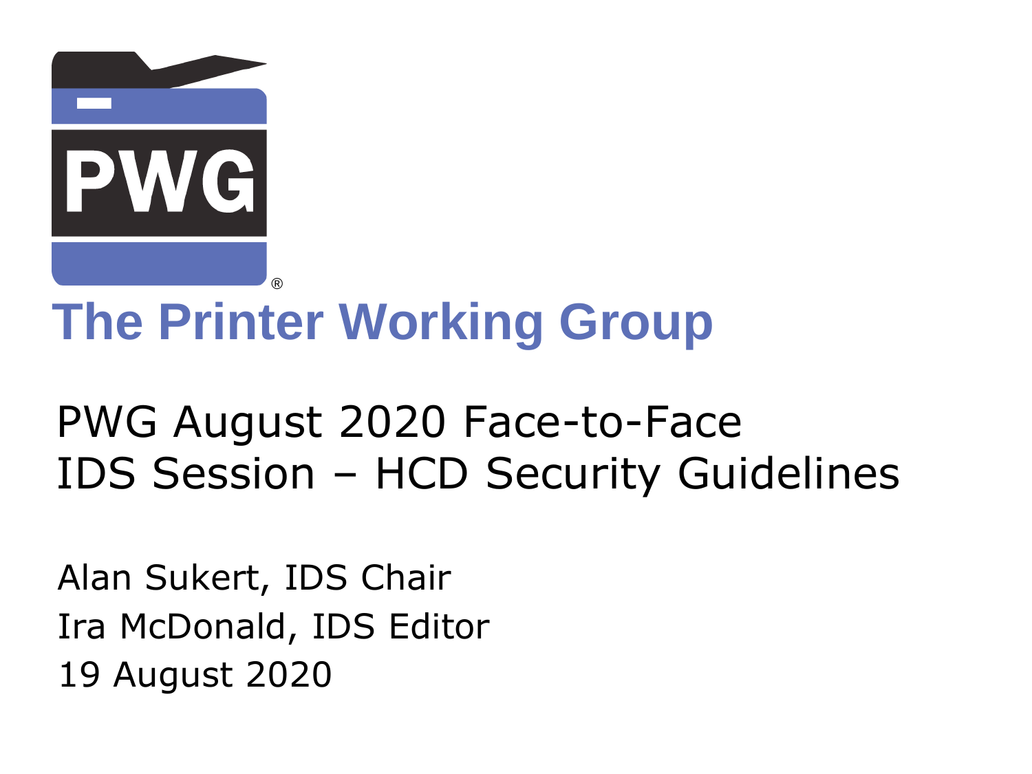PWG®

# The Printer Working Group

## PWG August 2020 Face-to-Face
## IDS Session – HCD Security Guidelines

Alan Sukert, IDS Chair
Ira McDonald, IDS Editor
19 August 2020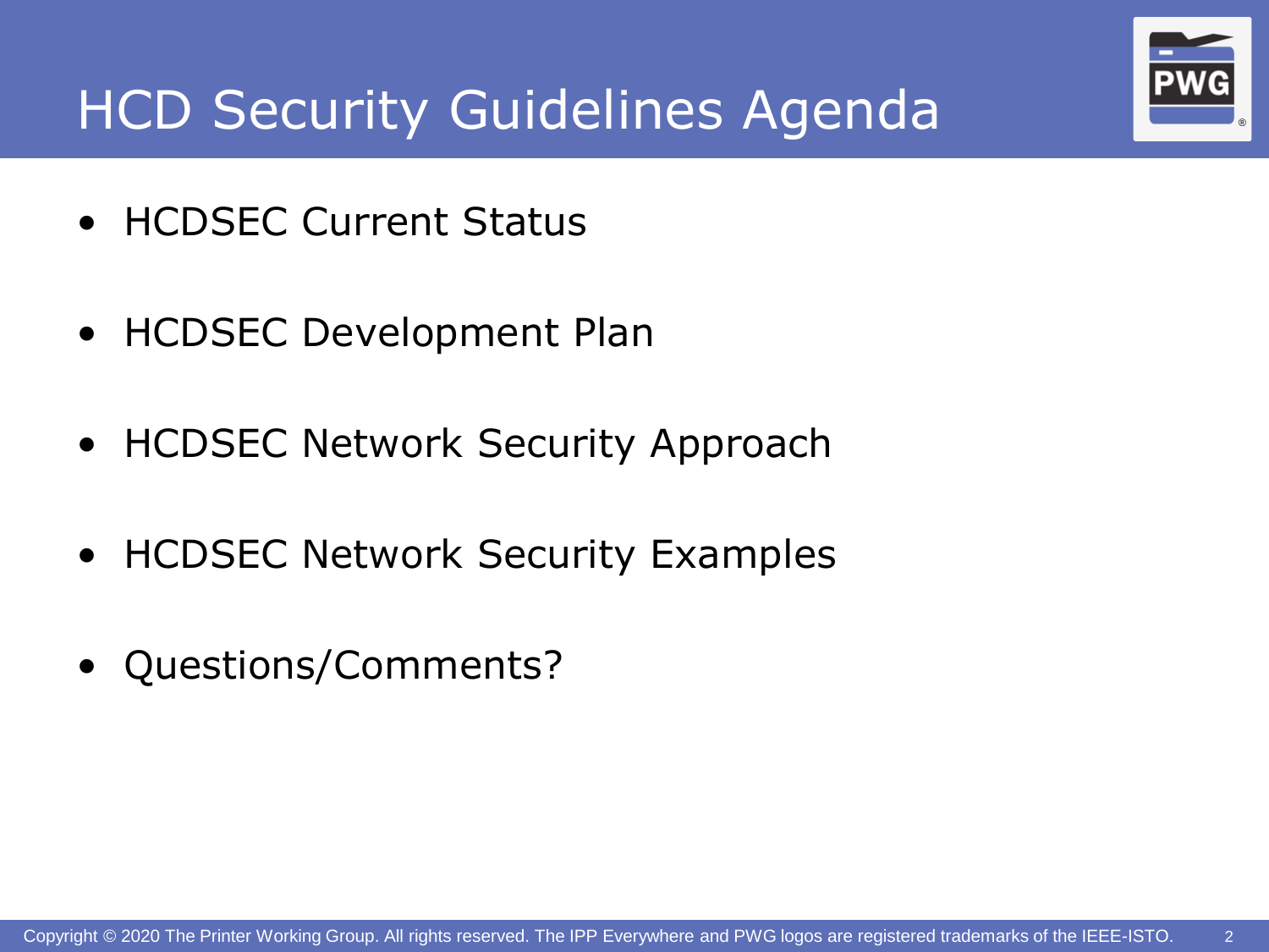# HCD Security Guidelines Agenda

- HCDSEC Current Status
- HCDSEC Development Plan
- HCDSEC Network Security Approach
- HCDSEC Network Security Examples
- Questions/Comments?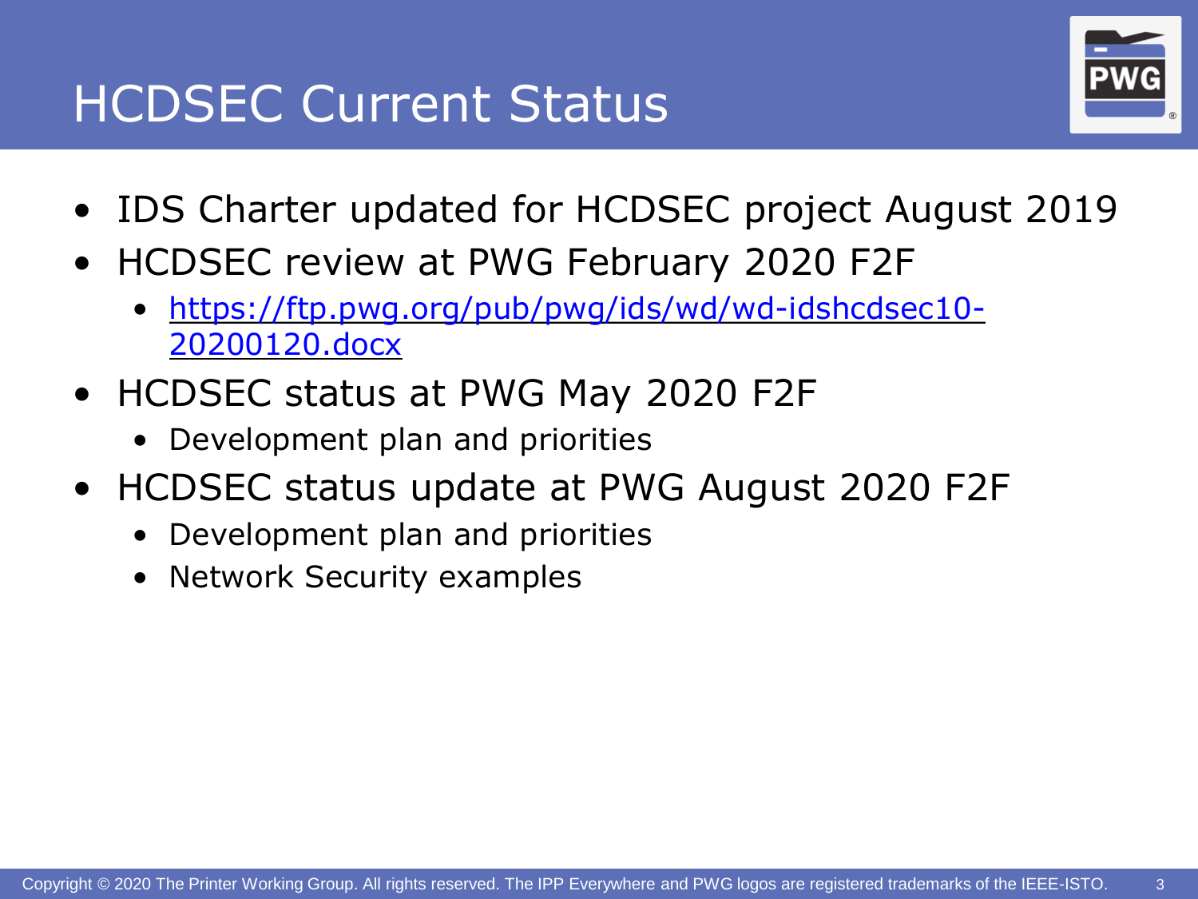# HCDSEC Current Status

- IDS Charter updated for HCDSEC project August 2019
- HCDSEC review at PWG February 2020 F2F
  - https://ftp.pwg.org/pub/pwg/ids/wd/wd-idshcdsec10-20200120.docx
- HCDSEC status at PWG May 2020 F2F
  - Development plan and priorities
- HCDSEC status update at PWG August 2020 F2F
  - Development plan and priorities
  - Network Security examples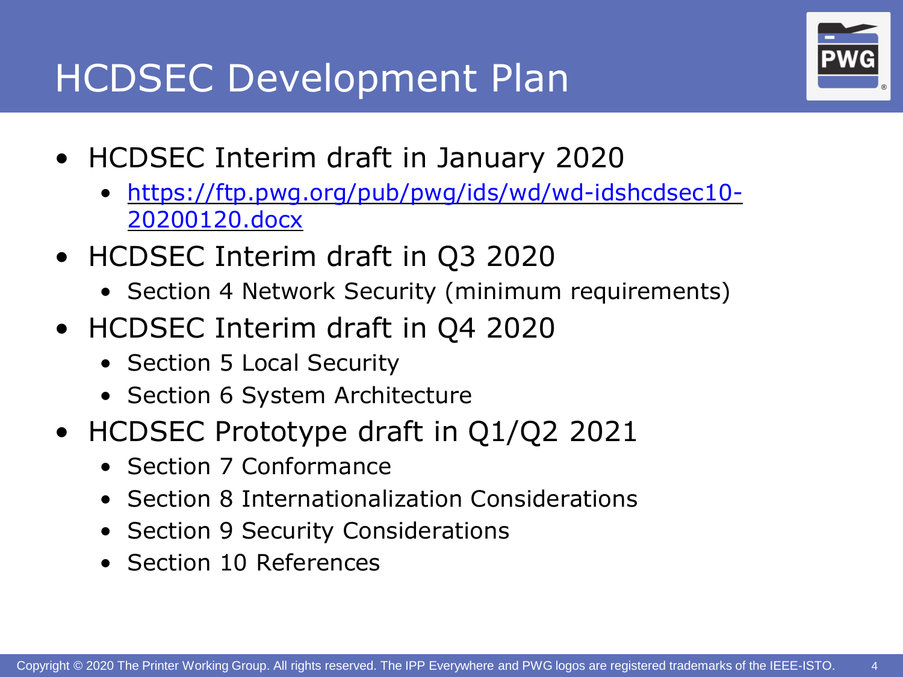# HCDSEC Development Plan

- HCDSEC Interim draft in January 2020
  - [https://ftp.pwg.org/pub/pwg/ids/wd/wd-idshcdsec10-20200120.docx](https://ftp.pwg.org/pub/pwg/ids/wd/wd-idshcdsec10-20200120.docx)
- HCDSEC Interim draft in Q3 2020
  - Section 4 Network Security (minimum requirements)
- HCDSEC Interim draft in Q4 2020
  - Section 5 Local Security
  - Section 6 System Architecture
- HCDSEC Prototype draft in Q1/Q2 2021
  - Section 7 Conformance
  - Section 8 Internationalization Considerations
  - Section 9 Security Considerations
  - Section 10 References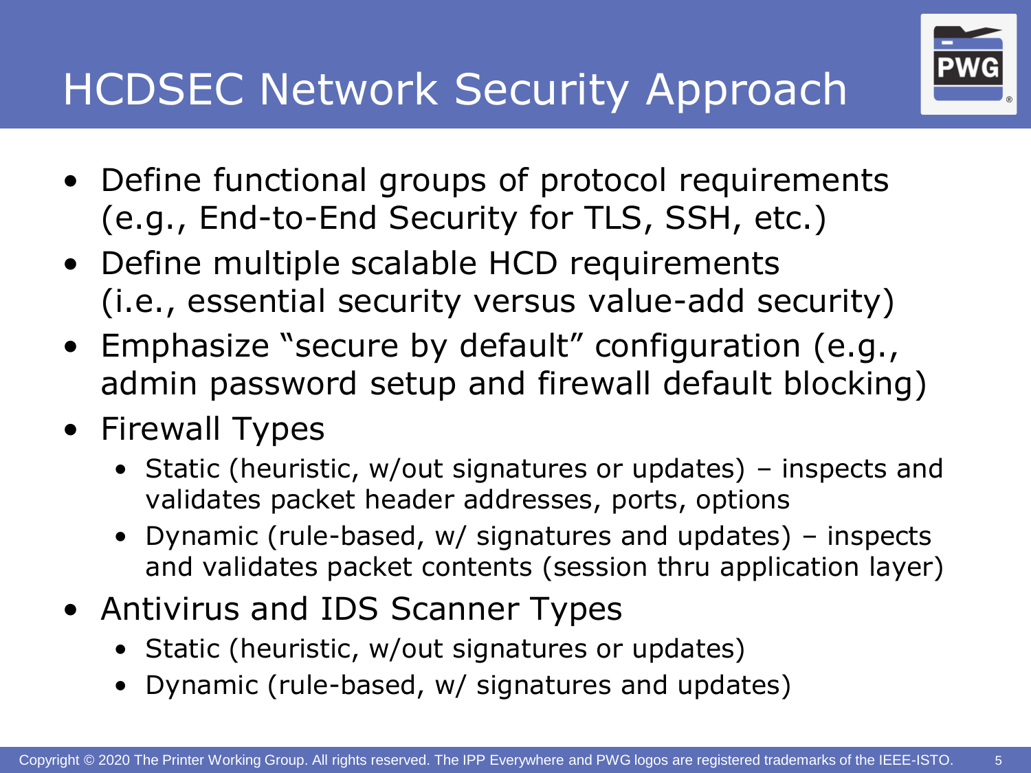# HCDSEC Network Security Approach

- Define functional groups of protocol requirements (e.g., End-to-End Security for TLS, SSH, etc.)
- Define multiple scalable HCD requirements (i.e., essential security versus value-add security)
- Emphasize "secure by default" configuration (e.g., admin password setup and firewall default blocking)
- Firewall Types
  - Static (heuristic, w/out signatures or updates) – inspects and validates packet header addresses, ports, options
  - Dynamic (rule-based, w/ signatures and updates) – inspects and validates packet contents (session thru application layer)
- Antivirus and IDS Scanner Types
  - Static (heuristic, w/out signatures or updates)
  - Dynamic (rule-based, w/ signatures and updates)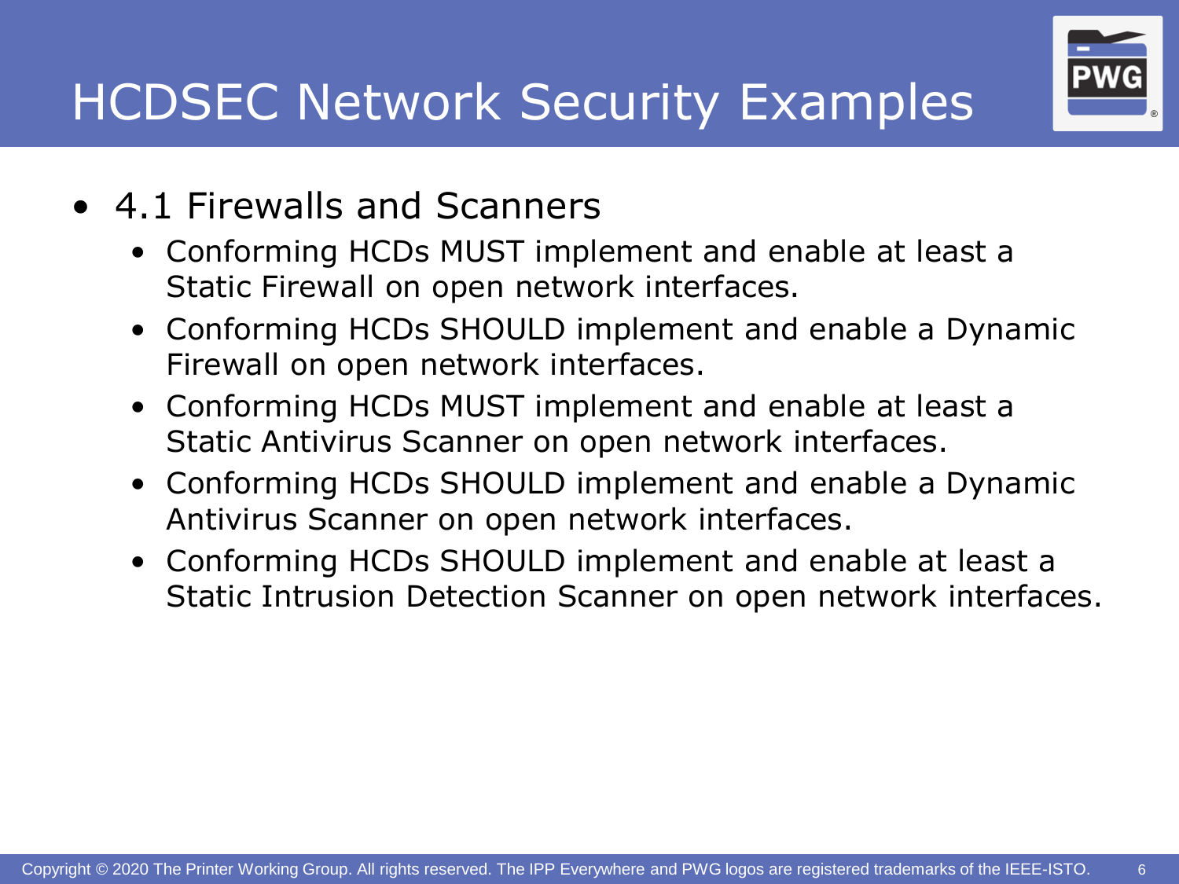# HCDSEC Network Security Examples

- 4.1 Firewalls and Scanners
  - Conforming HCDs MUST implement and enable at least a Static Firewall on open network interfaces.
  - Conforming HCDs SHOULD implement and enable a Dynamic Firewall on open network interfaces.
  - Conforming HCDs MUST implement and enable at least a Static Antivirus Scanner on open network interfaces.
  - Conforming HCDs SHOULD implement and enable a Dynamic Antivirus Scanner on open network interfaces.
  - Conforming HCDs SHOULD implement and enable at least a Static Intrusion Detection Scanner on open network interfaces.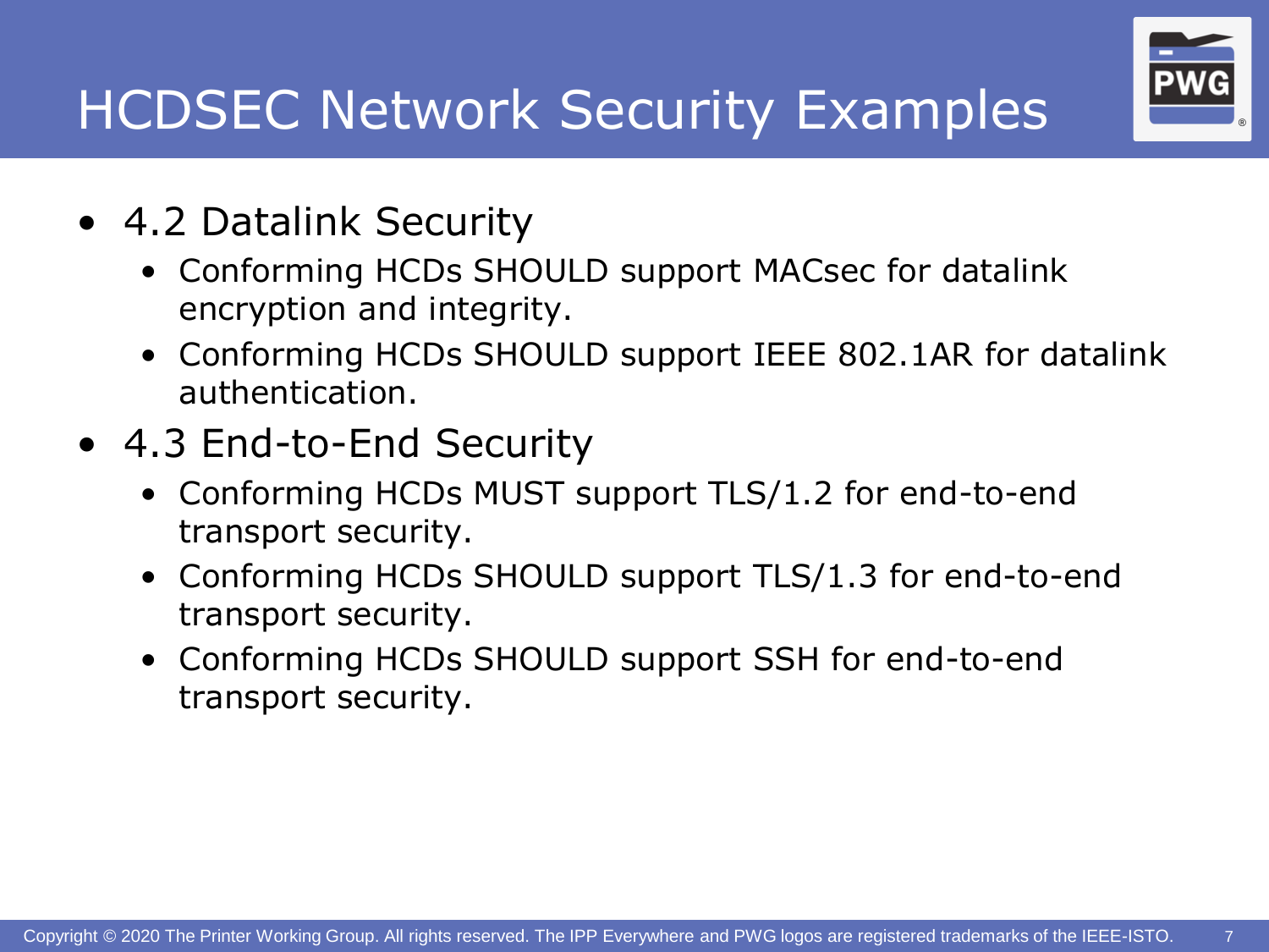# HCDSEC Network Security Examples

- 4.2 Datalink Security
  - Conforming HCDs SHOULD support MACsec for datalink encryption and integrity.
  - Conforming HCDs SHOULD support IEEE 802.1AR for datalink authentication.
- 4.3 End-to-End Security
  - Conforming HCDs MUST support TLS/1.2 for end-to-end transport security.
  - Conforming HCDs SHOULD support TLS/1.3 for end-to-end transport security.
  - Conforming HCDs SHOULD support SSH for end-to-end transport security.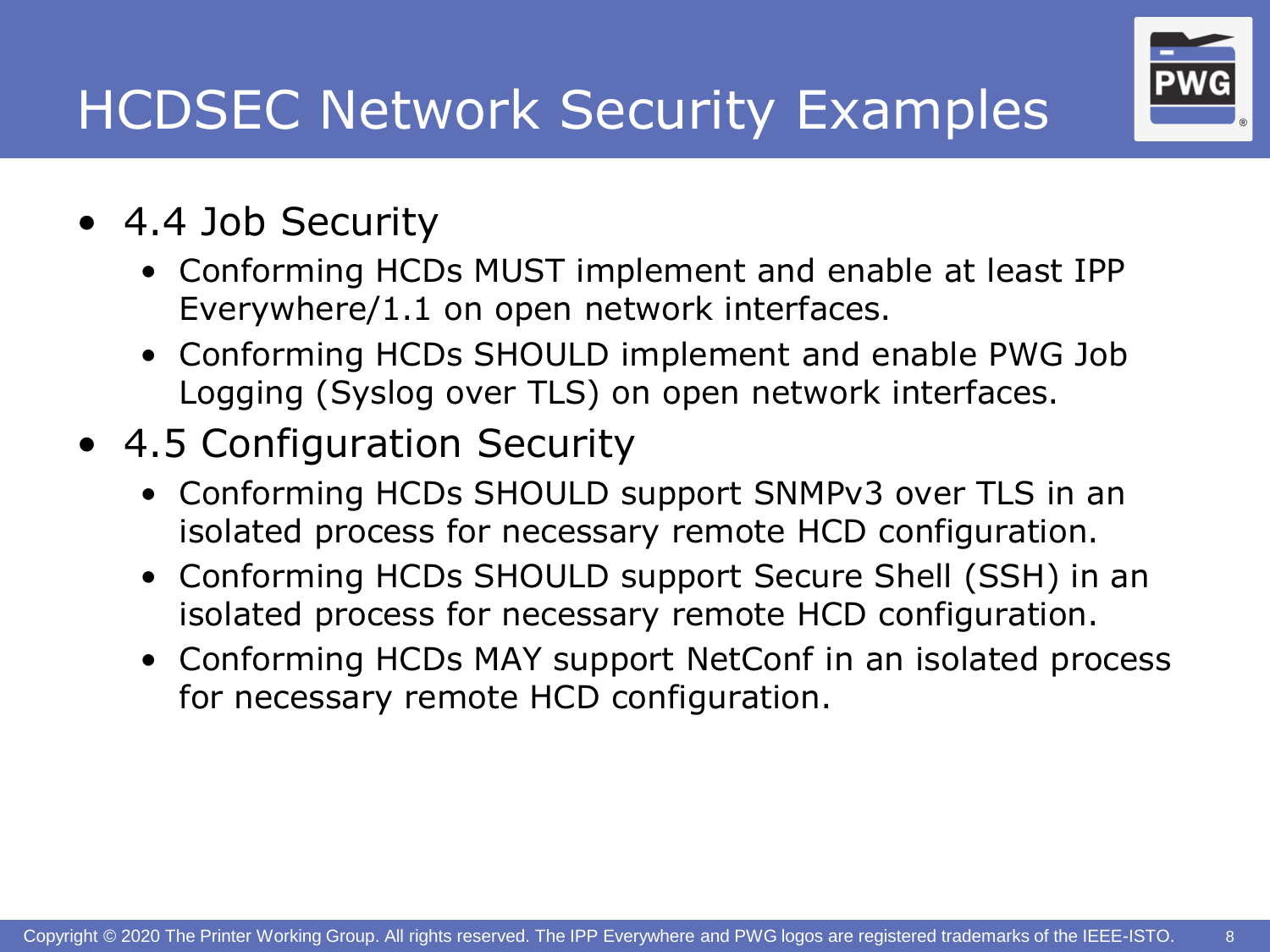# HCDSEC Network Security Examples

- 4.4 Job Security
  - Conforming HCDs MUST implement and enable at least IPP Everywhere/1.1 on open network interfaces.
  - Conforming HCDs SHOULD implement and enable PWG Job Logging (Syslog over TLS) on open network interfaces.
- 4.5 Configuration Security
  - Conforming HCDs SHOULD support SNMPv3 over TLS in an isolated process for necessary remote HCD configuration.
  - Conforming HCDs SHOULD support Secure Shell (SSH) in an isolated process for necessary remote HCD configuration.
  - Conforming HCDs MAY support NetConf in an isolated process for necessary remote HCD configuration.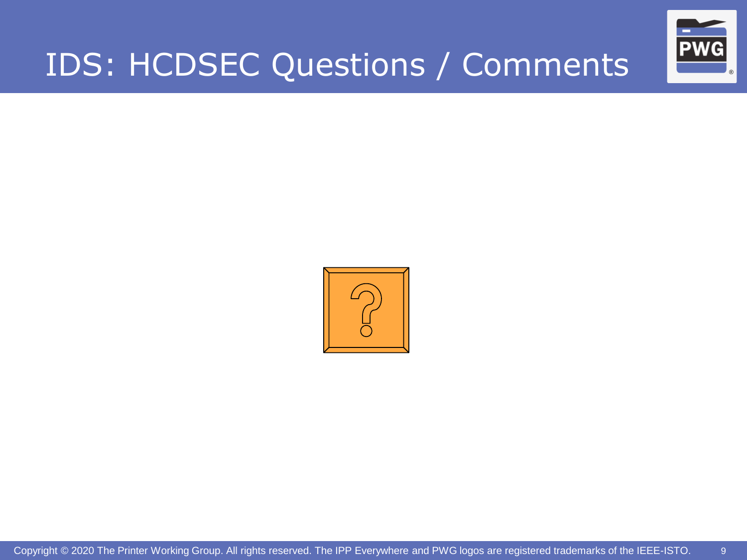# IDS: HCDSEC Questions / Comments